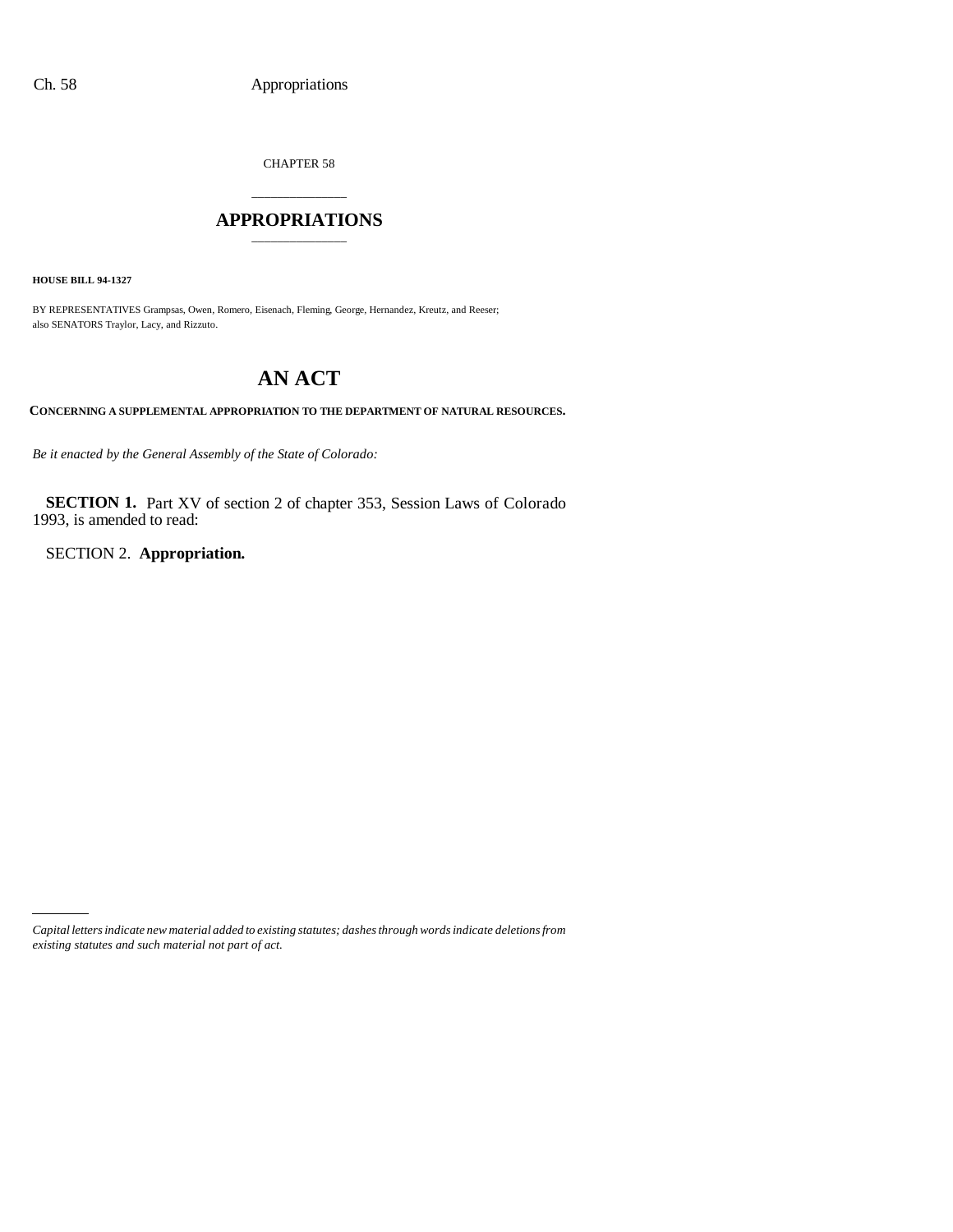CHAPTER 58

# APPROPRIATIONS

**HOUSE BILL 94-1327**

BY REPRESENTATIVES Grampsas, Owen, Romero, Eisenach, Fleming, George, Hernandez, Kreutz, and Reeser; also SENATORS Traylor, Lacy, and Rizzuto.

# AN ACT

**CONCERNING A SUPPLEMENTAL APPROPRIATION TO THE DEPARTMENT OF NATURAL RESOURCES.**

*Be it enacted by the General Assembly of the State of Colorado:*

**SECTION 1.** Part XV of section 2 of chapter 353, Session Laws of Colorado 1993, is amended to read:

SECTION 2. **Appropriation.**

---

*Capital letters indicate new material added to existing statutes; dashes through words indicate deletions from existing statutes and such material not part of act.*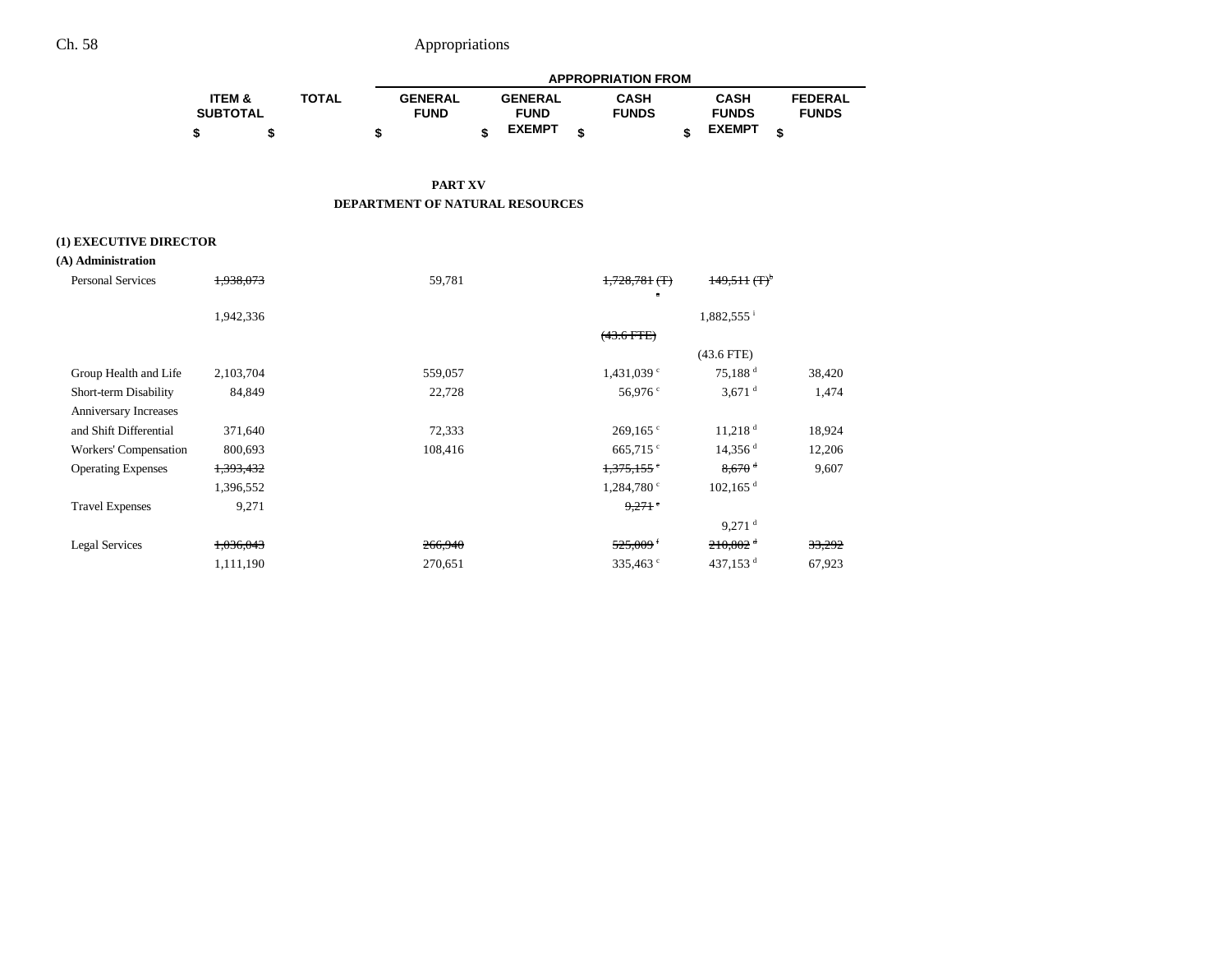## PART XV
## DEPARTMENT OF NATURAL RESOURCES

| | ITEM & SUBTOTAL | TOTAL | APPROPRIATION FROM GENERAL FUND | GENERAL FUND EXEMPT | CASH FUNDS | CASH FUNDS EXEMPT | FEDERAL FUNDS |
|---|---|---|---|---|---|---|---|
| | $ | $ | $ | $ | $ | $ | $ |
| **(1) EXECUTIVE DIRECTOR** | | | | | | | |
| **(A) Administration** | | | | | | | |
| Personal Services | ~~1,938,073~~ | | 59,781 | | ~~1,728,781 (T)[a]~~ | ~~149,511 (T)[b]~~ | |
| | 1,942,336 | | | | | 1,882,555[i] | |
| | | | | | ~~(43.6 FTE)~~ | | |
| | | | | | | (43.6 FTE) | |
| Group Health and Life | 2,103,704 | | 559,057 | | 1,431,039[c] | 75,188[d] | 38,420 |
| Short-term Disability | 84,849 | | 22,728 | | 56,976[c] | 3,671[d] | 1,474 |
| Anniversary Increases and Shift Differential | 371,640 | | 72,333 | | 269,165[c] | 11,218[d] | 18,924 |
| Workers' Compensation | 800,693 | | 108,416 | | 665,715[c] | 14,356[d] | 12,206 |
| Operating Expenses | ~~1,393,432~~ | | | | ~~1,375,155[c]~~ | ~~8,670[d]~~ | 9,607 |
| | 1,396,552 | | | | 1,284,780[c] | 102,165[d] | |
| Travel Expenses | 9,271 | | | | ~~9,271[c]~~ | | |
| | | | | | | 9,271[d] | |
| Legal Services | ~~1,036,043~~ | | ~~266,940~~ | | ~~525,009[f]~~ | ~~210,802[d]~~ | ~~33,292~~ |
| | 1,111,190 | | 270,651 | | 335,463[c] | 437,153[d] | 67,923 |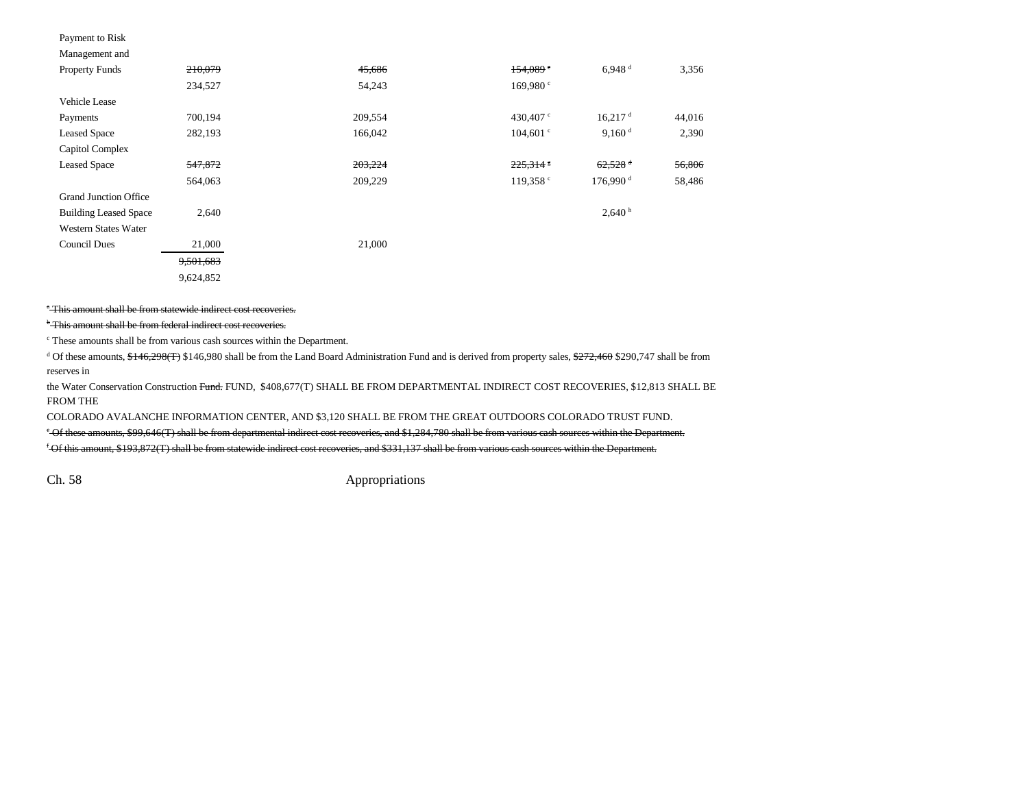| | | | | | |
|---|---|---|---|---|---|
| Payment to Risk Management and Property Funds | ~~210,079~~ | ~~45,686~~ | ~~154,089~~ [e] | 6,948 [d] | 3,356 |
| | 234,527 | 54,243 | 169,980 [c] | | |
| Vehicle Lease Payments | 700,194 | 209,554 | 430,407 [c] | 16,217 [d] | 44,016 |
| Leased Space | 282,193 | 166,042 | 104,601 [c] | 9,160 [d] | 2,390 |
| Capitol Complex Leased Space | ~~547,872~~ | ~~203,224~~ | ~~225,314~~ [g] | ~~62,528~~ [d] | ~~56,806~~ |
| | 564,063 | 209,229 | 119,358 [c] | 176,990 [d] | 58,486 |
| Grand Junction Office Building Leased Space | 2,640 | | | 2,640 [h] | |
| Western States Water Council Dues | 21,000 | 21,000 | | | |
| | ~~9,501,683~~ | | | | |
| | 9,624,852 | | | | |

~~[a] This amount shall be from statewide indirect cost recoveries.~~

~~[b] This amount shall be from federal indirect cost recoveries.~~

[c] These amounts shall be from various cash sources within the Department.

[d] Of these amounts, ~~$146,298(T)~~ $146,980 shall be from the Land Board Administration Fund and is derived from property sales, ~~$272,460~~ $290,747 shall be from reserves in the Water Conservation Construction ~~Fund.~~ FUND, $408,677(T) SHALL BE FROM DEPARTMENTAL INDIRECT COST RECOVERIES, $12,813 SHALL BE FROM THE COLORADO AVALANCHE INFORMATION CENTER, AND $3,120 SHALL BE FROM THE GREAT OUTDOORS COLORADO TRUST FUND.

~~[e] Of these amounts, $99,646(T) shall be from departmental indirect cost recoveries, and $1,284,780 shall be from various cash sources within the Department.~~

~~[f] Of this amount, $193,872(T) shall be from statewide indirect cost recoveries, and $331,137 shall be from various cash sources within the Department.~~

Ch. 58 Appropriations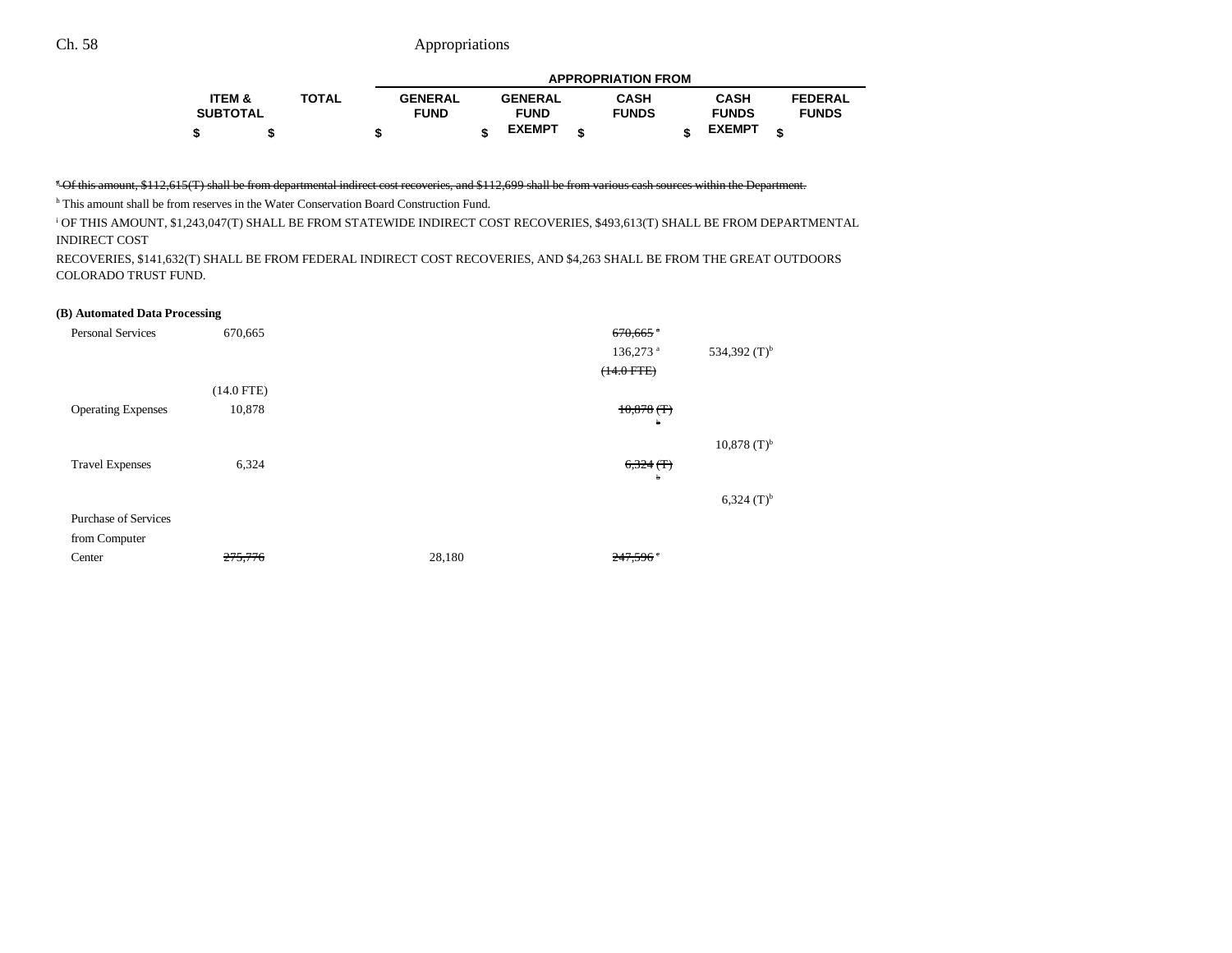| | ITEM & SUBTOTAL | TOTAL | GENERAL FUND | GENERAL FUND EXEMPT | CASH FUNDS | CASH FUNDS EXEMPT | FEDERAL FUNDS |
|---|---|---|---|---|---|---|---|
| | $ | $ | $ | $ | $ | $ | $ |

~~[a] Of this amount, $112,615(T) shall be from departmental indirect cost recoveries, and $112,699 shall be from various cash sources within the Department.~~

[h] This amount shall be from reserves in the Water Conservation Board Construction Fund.

[i] OF THIS AMOUNT, $1,243,047(T) SHALL BE FROM STATEWIDE INDIRECT COST RECOVERIES, $493,613(T) SHALL BE FROM DEPARTMENTAL INDIRECT COST RECOVERIES, $141,632(T) SHALL BE FROM FEDERAL INDIRECT COST RECOVERIES, AND $4,263 SHALL BE FROM THE GREAT OUTDOORS COLORADO TRUST FUND.

**(B) Automated Data Processing**

| | ITEM & SUBTOTAL | TOTAL | GENERAL FUND | GENERAL FUND EXEMPT | CASH FUNDS | CASH FUNDS EXEMPT | FEDERAL FUNDS |
|---|---|---|---|---|---|---|---|
| Personal Services | 670,665 | | | | ~~670,665 [a]~~ | | |
| | | | | | 136,273 [a] | 534,392 (T)[b] | |
| | | | | | ~~(14.0 FTE)~~ | | |
| | (14.0 FTE) | | | | | | |
| Operating Expenses | 10,878 | | | | ~~10,878 (T) [b]~~ | | |
| | | | | | | 10,878 (T)[b] | |
| Travel Expenses | 6,324 | | | | ~~6,324 (T) [b]~~ | | |
| | | | | | | 6,324 (T)[b] | |
| Purchase of Services from Computer Center | ~~275,776~~ | | 28,180 | | ~~247,596 [c]~~ | | |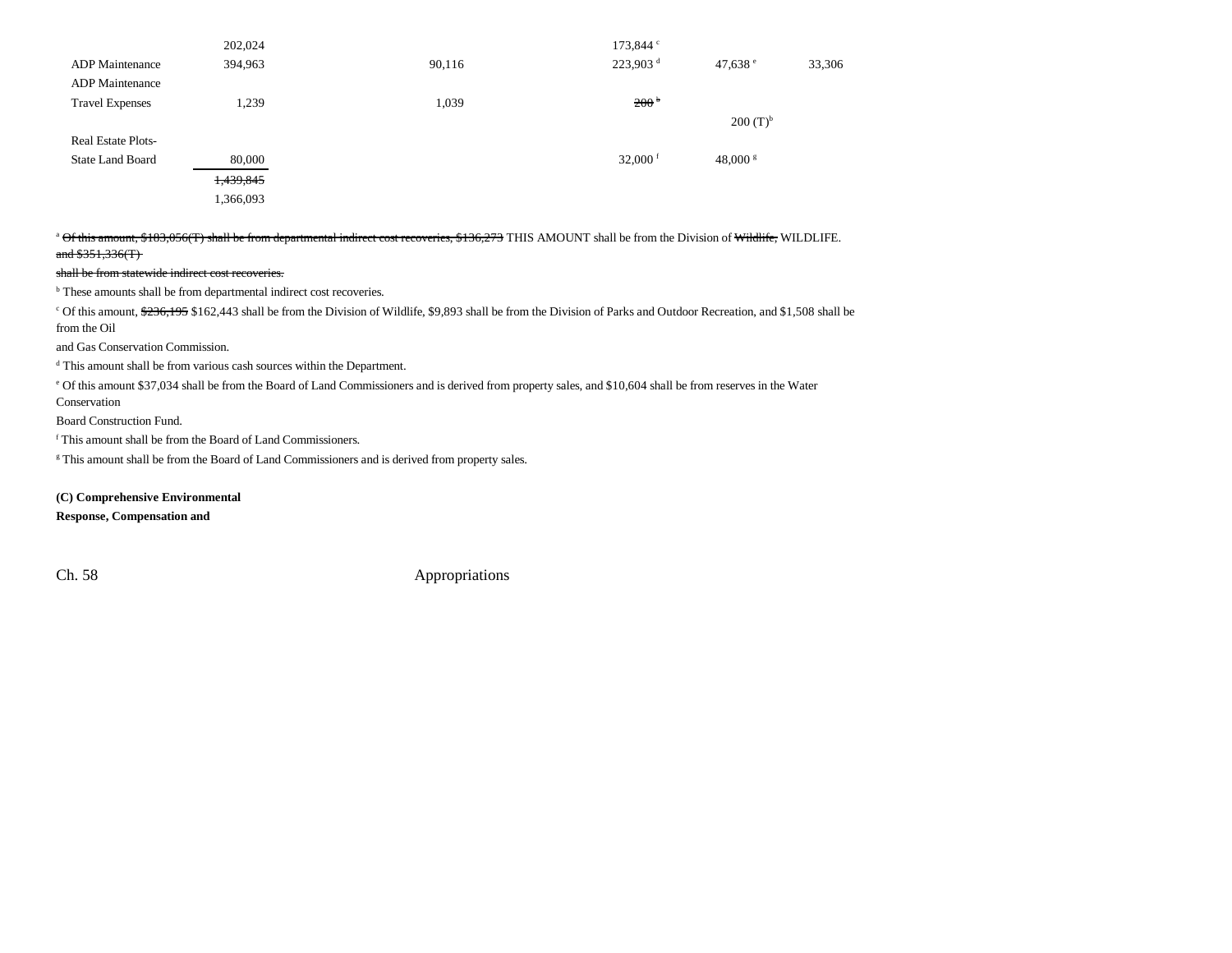| | | | | | |
|---|---|---|---|---|---|
| | 202,024 | | 173,844 [c] | | |
| ADP Maintenance | 394,963 | 90,116 | 223,903 [d] | 47,638 [e] | 33,306 |
| ADP Maintenance | | | | | |
| Travel Expenses | 1,239 | 1,039 | ~~200 [b]~~ | | |
| | | | | 200 (T)[b] | |
| Real Estate Plots- | | | | | |
| State Land Board | 80,000 | | 32,000 [f] | 48,000 [g] | |
| | ~~1,439,845~~ | | | | |
| | 1,366,093 | | | | |

[a] ~~Of this amount, $183,056(T) shall be from departmental indirect cost recoveries, $136,273~~ THIS AMOUNT shall be from the Division of ~~Wildlife,~~ WILDLIFE. ~~and $351,336(T) shall be from statewide indirect cost recoveries.~~

[b] These amounts shall be from departmental indirect cost recoveries.

[c] Of this amount, ~~$236,195~~ $162,443 shall be from the Division of Wildlife, $9,893 shall be from the Division of Parks and Outdoor Recreation, and $1,508 shall be from the Oil and Gas Conservation Commission.

[d] This amount shall be from various cash sources within the Department.

[e] Of this amount $37,034 shall be from the Board of Land Commissioners and is derived from property sales, and $10,604 shall be from reserves in the Water Conservation Board Construction Fund.

[f] This amount shall be from the Board of Land Commissioners.

[g] This amount shall be from the Board of Land Commissioners and is derived from property sales.

**(C) Comprehensive Environmental Response, Compensation and**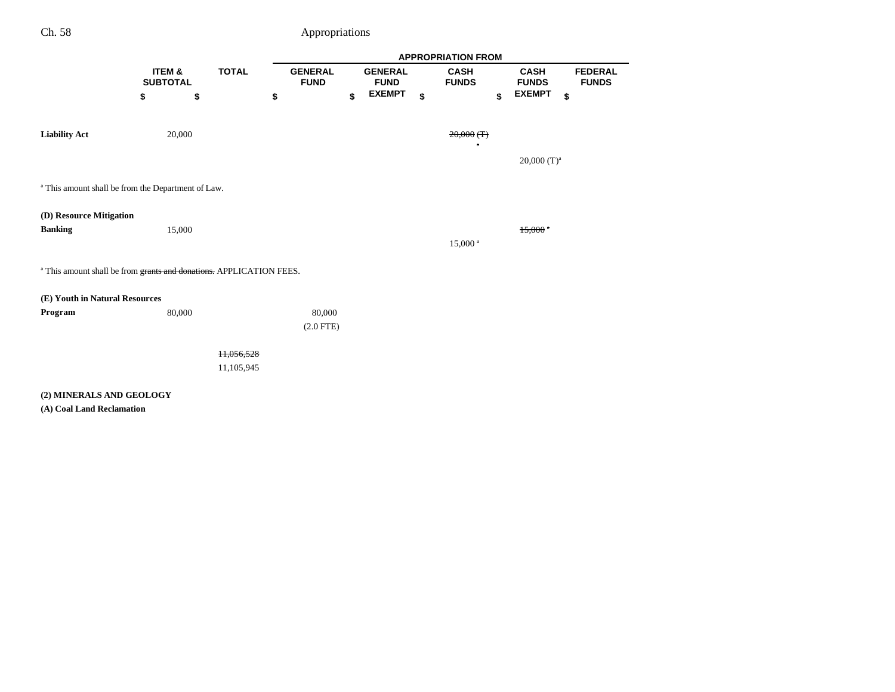| | ITEM & SUBTOTAL | TOTAL | GENERAL FUND | GENERAL FUND EXEMPT | CASH FUNDS | CASH FUNDS EXEMPT | FEDERAL FUNDS |
|---|---|---|---|---|---|---|---|
| | $ | $ | $ | $ | $ | $ | $ |
| **Liability Act** | 20,000 | | | | ~~20,000 (T)~~ ~~[a]~~ | | |
| | | | | | | 20,000 (T)[a] | |

[a] This amount shall be from the Department of Law.

| | ITEM & SUBTOTAL | TOTAL | GENERAL FUND | GENERAL FUND EXEMPT | CASH FUNDS | CASH FUNDS EXEMPT | FEDERAL FUNDS |
|---|---|---|---|---|---|---|---|
| **(D) Resource Mitigation Banking** | 15,000 | | | | | ~~15,000~~ ~~[a]~~ | |
| | | | | | 15,000 [a] | | |

[a] This amount shall be from ~~grants and donations.~~ APPLICATION FEES.

| | ITEM & SUBTOTAL | TOTAL | GENERAL FUND | GENERAL FUND EXEMPT | CASH FUNDS | CASH FUNDS EXEMPT | FEDERAL FUNDS |
|---|---|---|---|---|---|---|---|
| **(E) Youth in Natural Resources Program** | 80,000 | | 80,000 | | | | |
| | | | (2.0 FTE) | | | | |
| | | ~~11,056,528~~ | | | | | |
| | | 11,105,945 | | | | | |

**(2) MINERALS AND GEOLOGY**

**(A) Coal Land Reclamation**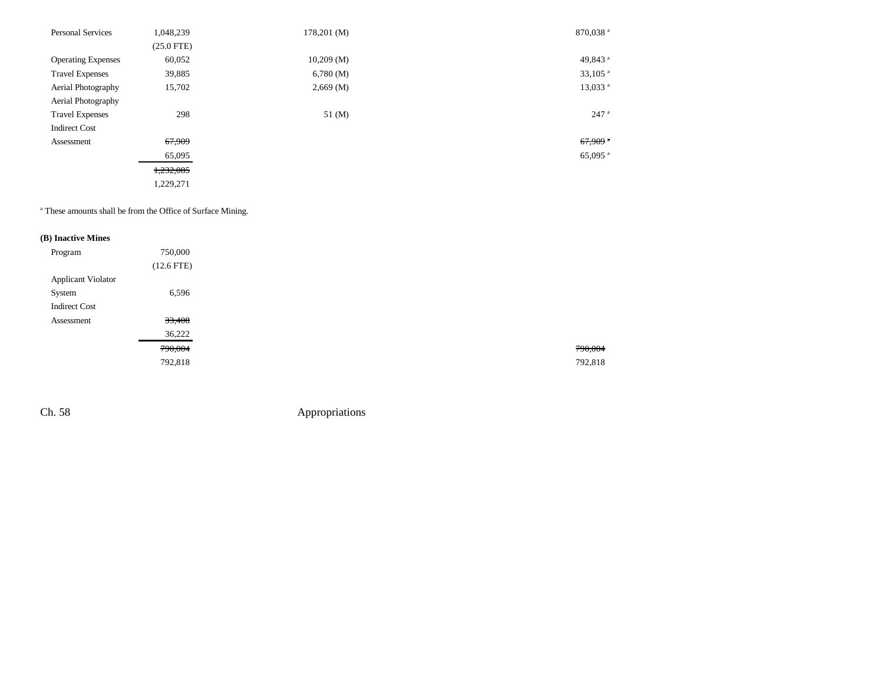| | | | | |
|---|---|---|---|---|
| Personal Services | 1,048,239 | 178,201 (M) | | 870,038 [a] |
| | (25.0 FTE) | | | |
| Operating Expenses | 60,052 | 10,209 (M) | | 49,843 [a] |
| Travel Expenses | 39,885 | 6,780 (M) | | 33,105 [a] |
| Aerial Photography | 15,702 | 2,669 (M) | | 13,033 [a] |
| Aerial Photography Travel Expenses | 298 | 51 (M) | | 247 [a] |
| Indirect Cost Assessment | ~~67,909~~ | | | ~~67,909~~ [a] |
| | 65,095 | | | 65,095 [a] |
| | ~~1,232,085~~ | | | |
| | 1,229,271 | | | |

[a] These amounts shall be from the Office of Surface Mining.

**(B) Inactive Mines**

| | | | | |
|---|---|---|---|---|
| Program | 750,000 | | | |
| | (12.6 FTE) | | | |
| Applicant Violator System | 6,596 | | | |
| Indirect Cost Assessment | ~~33,408~~ | | | |
| | 36,222 | | | |
| | ~~790,004~~ | | | ~~790,004~~ |
| | 792,818 | | | 792,818 |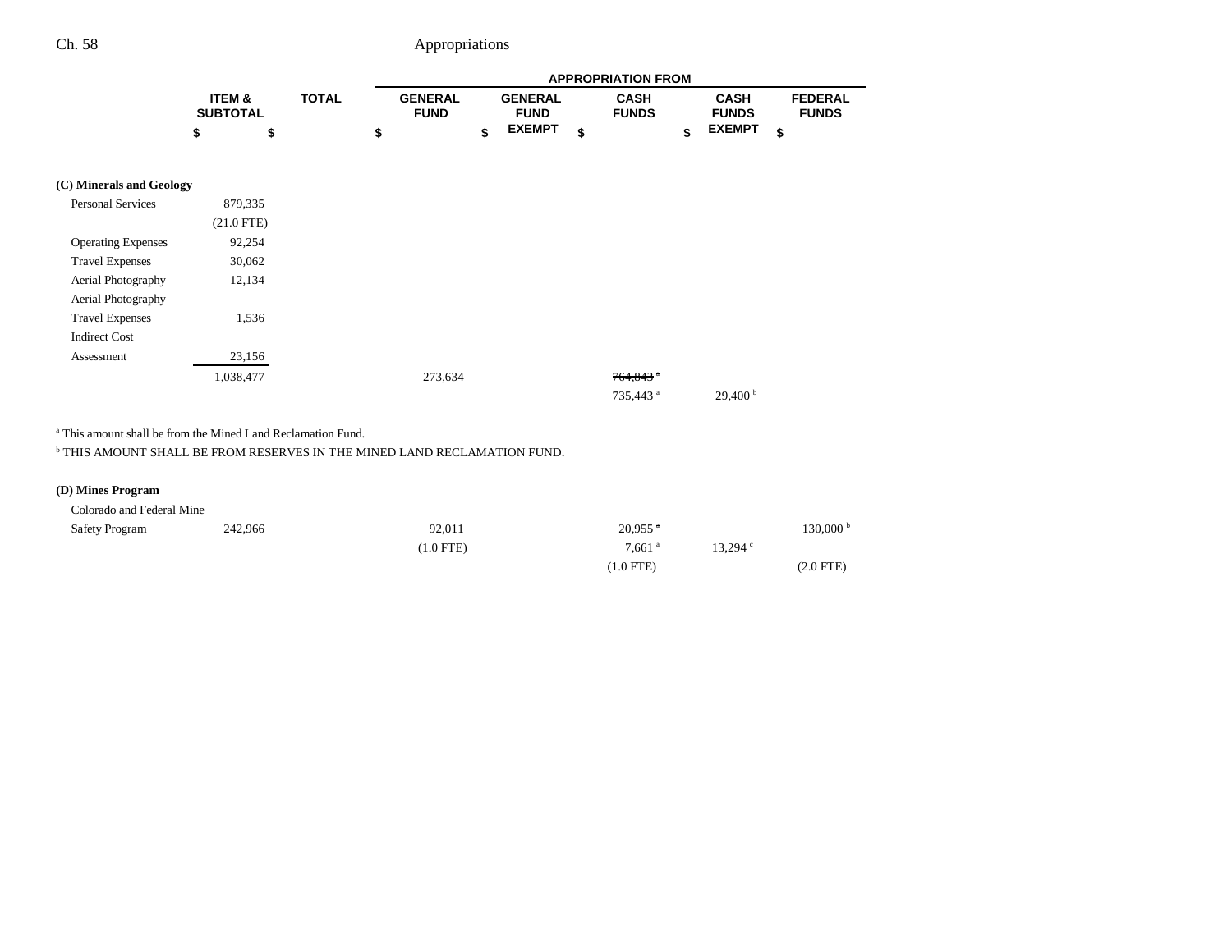| | ITEM & SUBTOTAL | TOTAL | GENERAL FUND | GENERAL FUND EXEMPT | CASH FUNDS | CASH FUNDS EXEMPT | FEDERAL FUNDS |
|---|---|---|---|---|---|---|---|
| | | | APPROPRIATION FROM | | | | |
| | $ | $ | $ | $ | $ | $ | $ |
| **(C) Minerals and Geology** | | | | | | | |
| Personal Services | 879,335 | | | | | | |
| | (21.0 FTE) | | | | | | |
| Operating Expenses | 92,254 | | | | | | |
| Travel Expenses | 30,062 | | | | | | |
| Aerial Photography | 12,134 | | | | | | |
| Aerial Photography Travel Expenses | 1,536 | | | | | | |
| Indirect Cost Assessment | 23,156 | | | | | | |
| | 1,038,477 | | 273,634 | | ~~764,843~~[a] | | |
| | | | | | 735,443[a] | 29,400[b] | |

[a] This amount shall be from the Mined Land Reclamation Fund.

[b] THIS AMOUNT SHALL BE FROM RESERVES IN THE MINED LAND RECLAMATION FUND.

| | ITEM & SUBTOTAL | TOTAL | GENERAL FUND | GENERAL FUND EXEMPT | CASH FUNDS | CASH FUNDS EXEMPT | FEDERAL FUNDS |
|---|---|---|---|---|---|---|---|
| **(D) Mines Program** | | | | | | | |
| Colorado and Federal Mine Safety Program | 242,966 | | 92,011 | | ~~20,955~~[a] | | 130,000[b] |
| | | | (1.0 FTE) | | 7,661[a] | 13,294[c] | |
| | | | | | (1.0 FTE) | | (2.0 FTE) |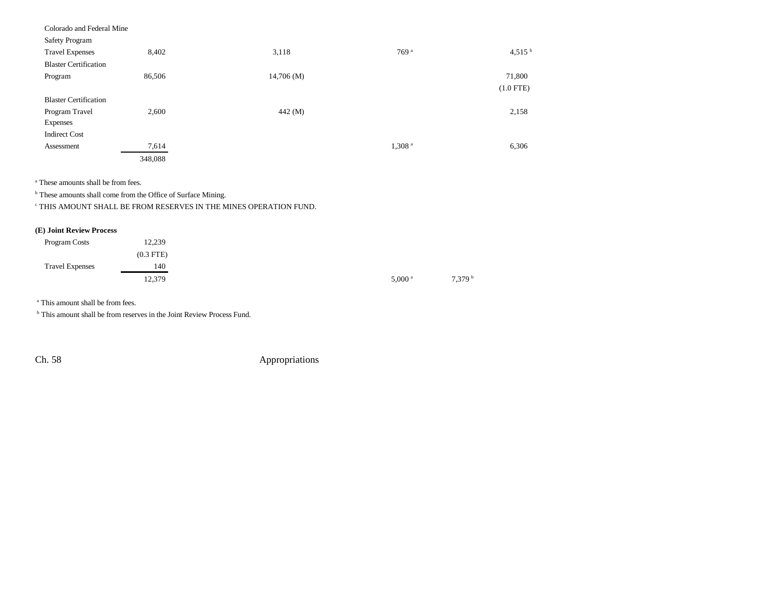| | | | | |
|---|---|---|---|---|
| Colorado and Federal Mine Safety Program Travel Expenses | 8,402 | 3,118 | 769 [a] | 4,515 [b] |
| Blaster Certification Program | 86,506 | 14,706 (M) | | 71,800 (1.0 FTE) |
| Blaster Certification Program Travel Expenses | 2,600 | 442 (M) | | 2,158 |
| Indirect Cost Assessment | 7,614 | | 1,308 [a] | 6,306 |
| | 348,088 | | | |

[a] These amounts shall be from fees.

[b] These amounts shall come from the Office of Surface Mining.

[c] THIS AMOUNT SHALL BE FROM RESERVES IN THE MINES OPERATION FUND.

**(E) Joint Review Process**

| | | | |
|---|---|---|---|
| Program Costs | 12,239 (0.3 FTE) | | |
| Travel Expenses | 140 | | |
| | 12,379 | 5,000 [a] | 7,379 [b] |

[a] This amount shall be from fees.

[b] This amount shall be from reserves in the Joint Review Process Fund.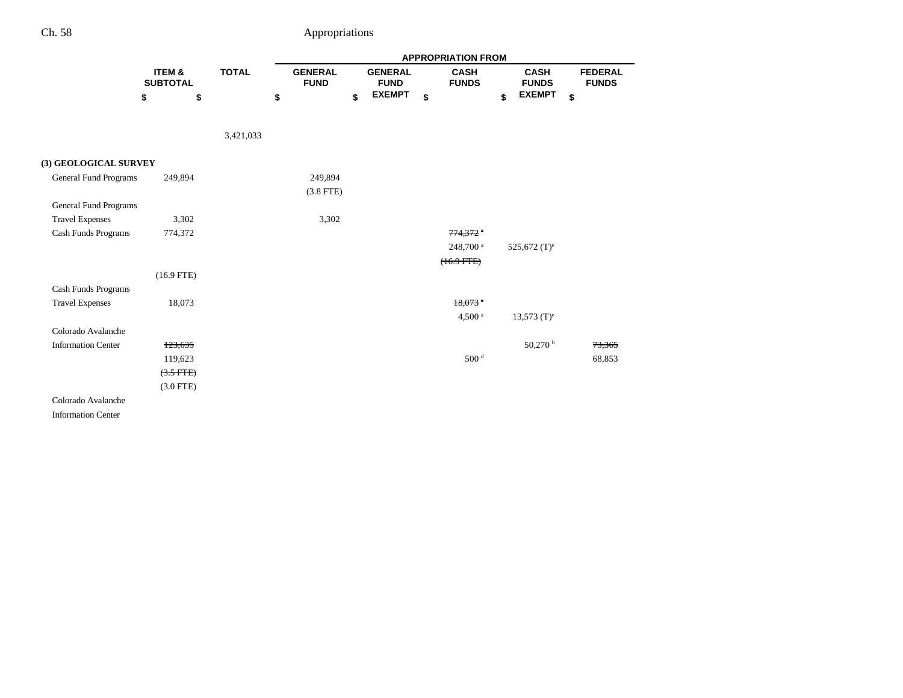| | ITEM & SUBTOTAL | TOTAL | APPROPRIATION FROM | | | | |
|---|---|---|---|---|---|---|---|
| | | | GENERAL FUND | GENERAL FUND EXEMPT | CASH FUNDS | CASH FUNDS EXEMPT | FEDERAL FUNDS |
| | $ | $ | $ | $ | $ | $ | $ |
| | | 3,421,033 | | | | | |
| **(3) GEOLOGICAL SURVEY** | | | | | | | |
| General Fund Programs | 249,894 | | 249,894 | | | | |
| | | | (3.8 FTE) | | | | |
| General Fund Programs | | | | | | | |
| Travel Expenses | 3,302 | | 3,302 | | | | |
| Cash Funds Programs | 774,372 | | | | ~~774,372 [a]~~ | | |
| | | | | | 248,700 [a] | 525,672 (T)[e] | |
| | | | | | ~~(16.9 FTE)~~ | | |
| | (16.9 FTE) | | | | | | |
| Cash Funds Programs | | | | | | | |
| Travel Expenses | 18,073 | | | | ~~18,073 [a]~~ | | |
| | | | | | 4,500 [a] | 13,573 (T)[e] | |
| Colorado Avalanche | | | | | | | |
| Information Center | ~~123,635~~ | | | | | 50,270 [b] | ~~73,365~~ |
| | 119,623 | | | | 500 [d] | | 68,853 |
| | ~~(3.5 FTE)~~ | | | | | | |
| | (3.0 FTE) | | | | | | |
| Colorado Avalanche | | | | | | | |
| Information Center | | | | | | | |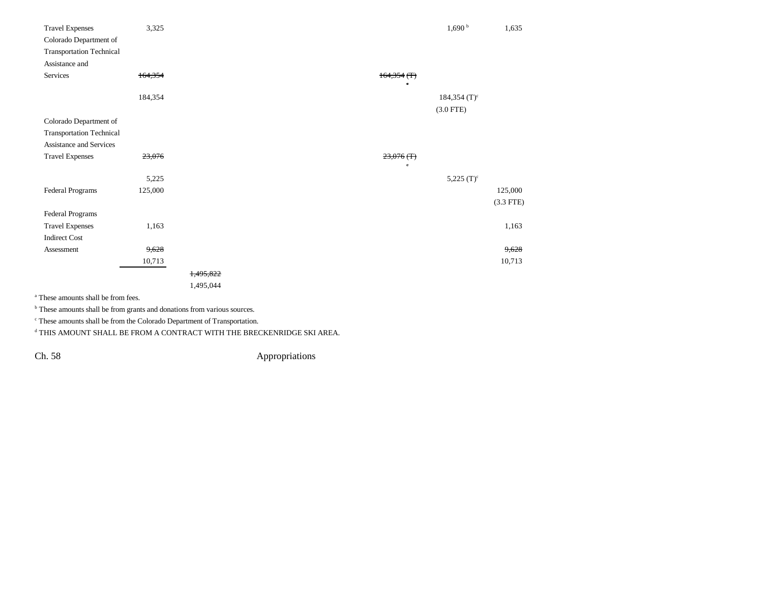| | | | | | | |
|---|---|---|---|---|---|---|
| Travel Expenses | 3,325 | | | | 1,690 [b] | 1,635 |
| Colorado Department of Transportation Technical Assistance and Services | ~~164,354~~ | | | ~~164,354 (T) [c]~~ | | |
| | 184,354 | | | | 184,354 (T)[c] (3.0 FTE) | |
| Colorado Department of Transportation Technical Assistance and Services Travel Expenses | ~~23,076~~ | | | ~~23,076 (T) [c]~~ | | |
| | 5,225 | | | | 5,225 (T)[c] | |
| Federal Programs | 125,000 | | | | | 125,000 (3.3 FTE) |
| Federal Programs Travel Expenses | 1,163 | | | | | 1,163 |
| Indirect Cost Assessment | ~~9,628~~ | | | | | ~~9,628~~ |
| | 10,713 | | | | | 10,713 |
| | | ~~1,495,822~~ | | | | |
| | | 1,495,044 | | | | |

[a] These amounts shall be from fees.

[b] These amounts shall be from grants and donations from various sources.

[c] These amounts shall be from the Colorado Department of Transportation.

[d] THIS AMOUNT SHALL BE FROM A CONTRACT WITH THE BRECKENRIDGE SKI AREA.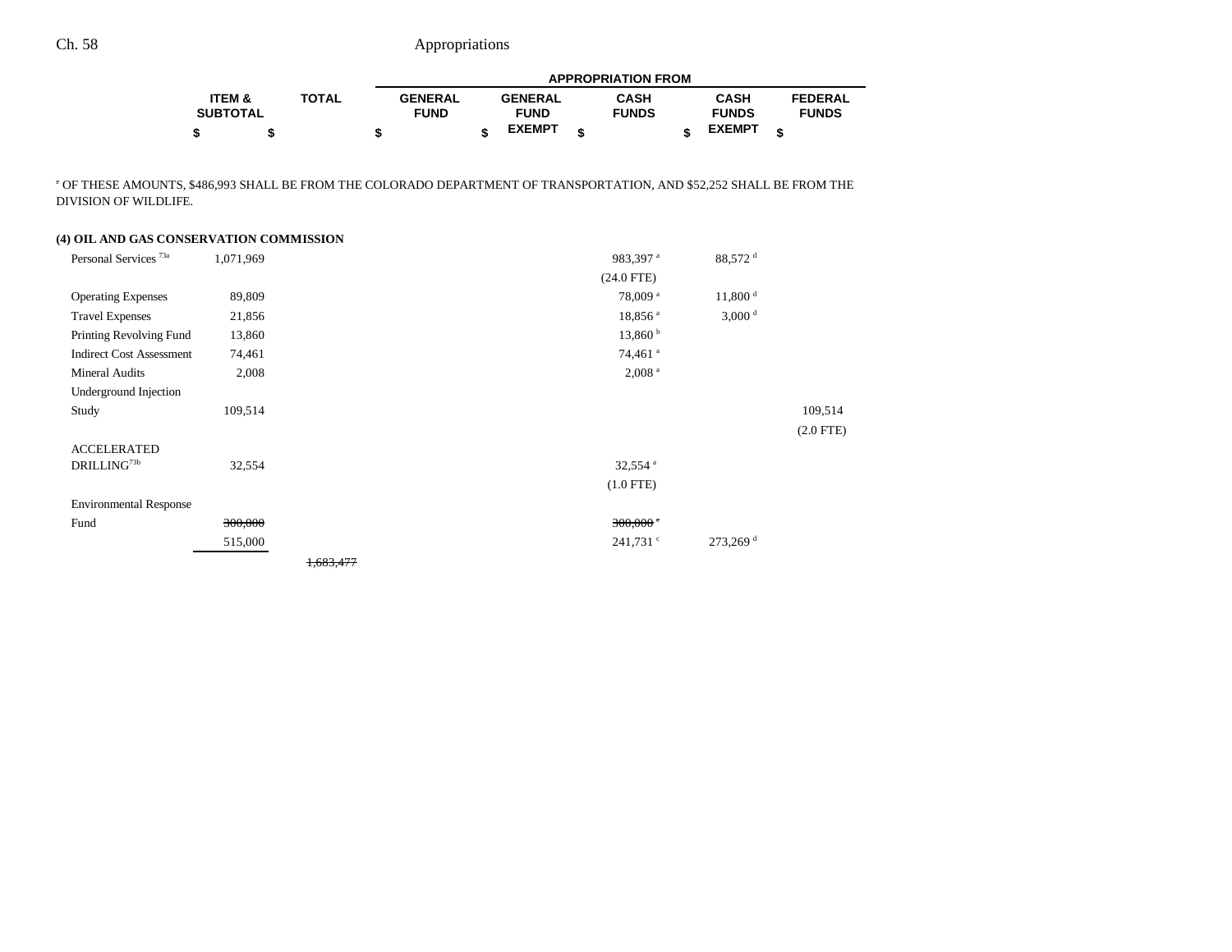| | ITEM & SUBTOTAL | TOTAL | APPROPRIATION FROM GENERAL FUND | GENERAL FUND EXEMPT | CASH FUNDS | CASH FUNDS EXEMPT | FEDERAL FUNDS |
|---|---|---|---|---|---|---|---|
| | $ | $ | $ | $ | $ | $ | $ |

[e] OF THESE AMOUNTS, $486,993 SHALL BE FROM THE COLORADO DEPARTMENT OF TRANSPORTATION, AND $52,252 SHALL BE FROM THE DIVISION OF WILDLIFE.

**(4) OIL AND GAS CONSERVATION COMMISSION**

| | ITEM & SUBTOTAL | TOTAL | GENERAL FUND | GENERAL FUND EXEMPT | CASH FUNDS | CASH FUNDS EXEMPT | FEDERAL FUNDS |
|---|---|---|---|---|---|---|---|
| Personal Services [73a] | 1,071,969 | | | | 983,397 [a] | 88,572 [d] | |
| | | | | | (24.0 FTE) | | |
| Operating Expenses | 89,809 | | | | 78,009 [a] | 11,800 [d] | |
| Travel Expenses | 21,856 | | | | 18,856 [a] | 3,000 [d] | |
| Printing Revolving Fund | 13,860 | | | | 13,860 [b] | | |
| Indirect Cost Assessment | 74,461 | | | | 74,461 [a] | | |
| Mineral Audits | 2,008 | | | | 2,008 [a] | | |
| Underground Injection Study | 109,514 | | | | | | 109,514 |
| | | | | | | | (2.0 FTE) |
| ACCELERATED DRILLING[73b] | 32,554 | | | | 32,554 [a] | | |
| | | | | | (1.0 FTE) | | |
| Environmental Response Fund | ~~300,000~~ | | | | ~~300,000 [c]~~ | | |
| | 515,000 | | | | 241,731 [c] | 273,269 [d] | |
| | | ~~1,683,477~~ | | | | | |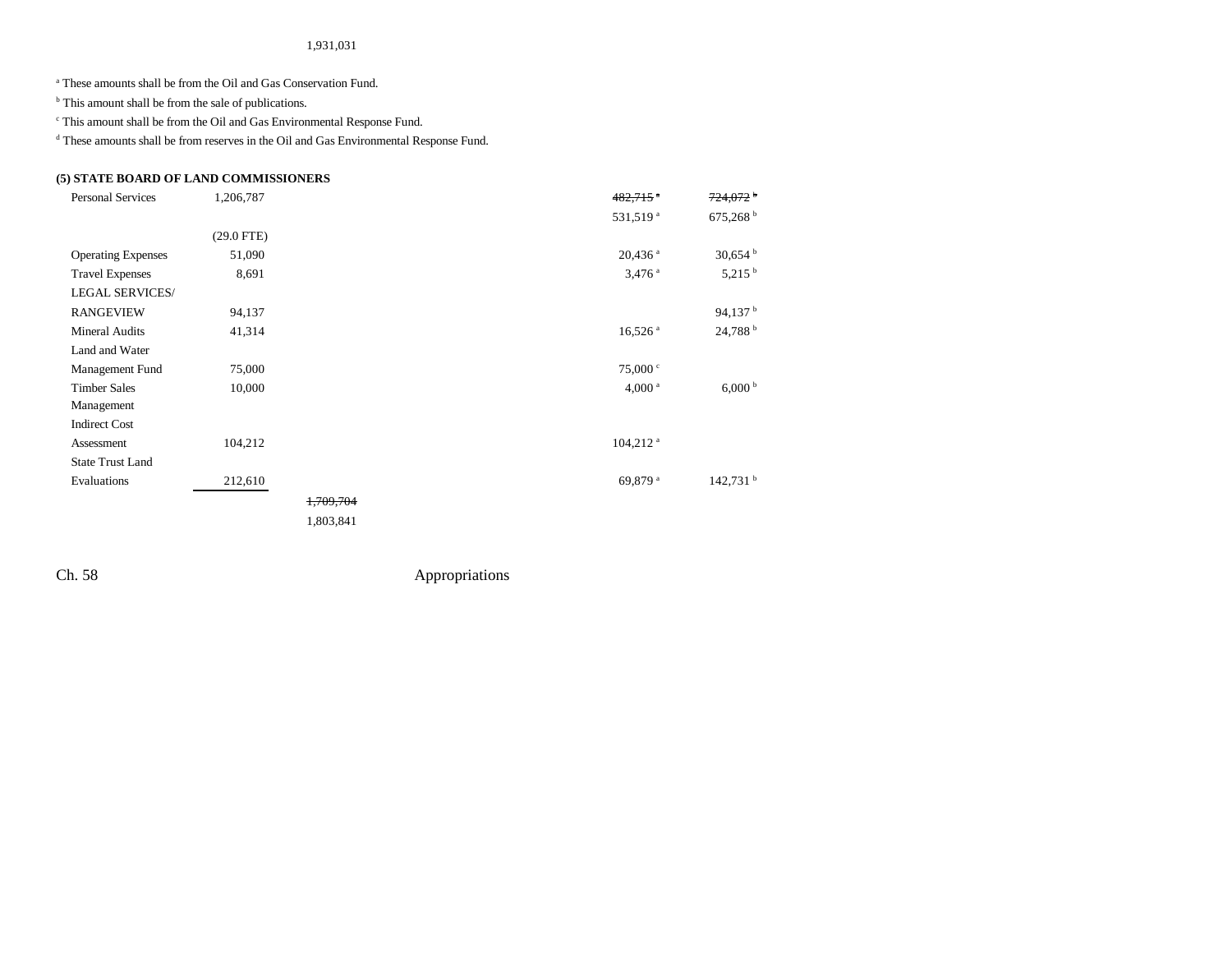1,931,031

[a] These amounts shall be from the Oil and Gas Conservation Fund.

[b] This amount shall be from the sale of publications.

[c] This amount shall be from the Oil and Gas Environmental Response Fund.

[d] These amounts shall be from reserves in the Oil and Gas Environmental Response Fund.

**(5) STATE BOARD OF LAND COMMISSIONERS**

| | | | | | | |
|---|---|---|---|---|---|---|
| Personal Services | 1,206,787 | | | | ~~482,715~~ [a] | ~~724,072~~ [b] |
| | | | | | 531,519 [a] | 675,268 [b] |
| | (29.0 FTE) | | | | | |
| Operating Expenses | 51,090 | | | | 20,436 [a] | 30,654 [b] |
| Travel Expenses | 8,691 | | | | 3,476 [a] | 5,215 [b] |
| LEGAL SERVICES/ RANGEVIEW | 94,137 | | | | | 94,137 [b] |
| Mineral Audits | 41,314 | | | | 16,526 [a] | 24,788 [b] |
| Land and Water Management Fund | 75,000 | | | | 75,000 [c] | |
| Timber Sales Management | 10,000 | | | | 4,000 [a] | 6,000 [b] |
| Indirect Cost Assessment | 104,212 | | | | 104,212 [a] | |
| State Trust Land Evaluations | 212,610 | | | | 69,879 [a] | 142,731 [b] |
| | | ~~1,709,704~~ | | | | |
| | | 1,803,841 | | | | |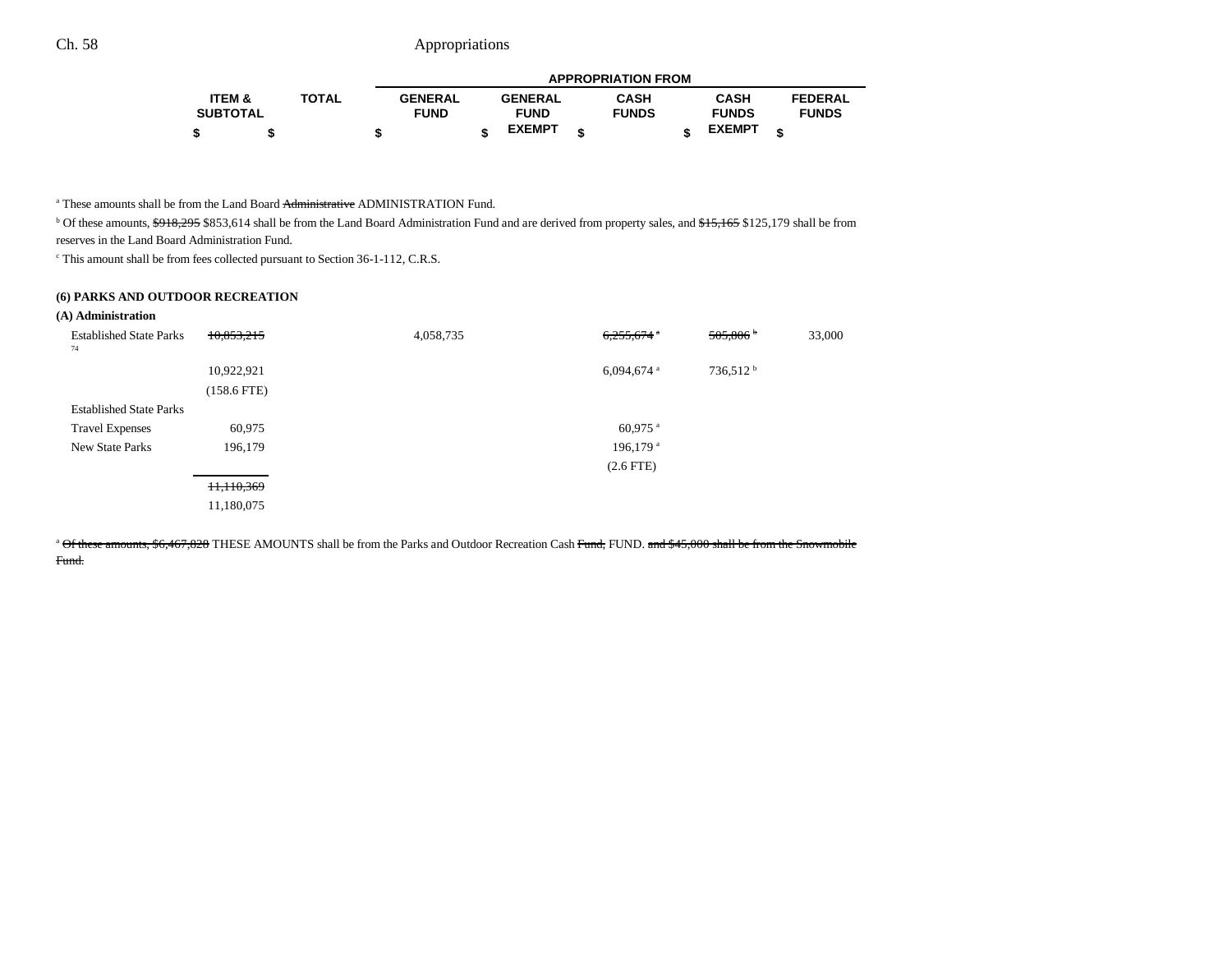| | ITEM & SUBTOTAL | TOTAL | APPROPRIATION FROM GENERAL FUND | GENERAL FUND EXEMPT | CASH FUNDS | CASH FUNDS EXEMPT | FEDERAL FUNDS |
|---|---|---|---|---|---|---|---|
| | $ | $ | $ | $ | $ | $ | $ |

[a] These amounts shall be from the Land Board ~~Administrative~~ ADMINISTRATION Fund.

[b] Of these amounts, ~~$918,295~~ $853,614 shall be from the Land Board Administration Fund and are derived from property sales, and ~~$15,165~~ $125,179 shall be from reserves in the Land Board Administration Fund.

[c] This amount shall be from fees collected pursuant to Section 36-1-112, C.R.S.

**(6) PARKS AND OUTDOOR RECREATION**

**(A) Administration**

| | ITEM & SUBTOTAL | TOTAL | GENERAL FUND | GENERAL FUND EXEMPT | CASH FUNDS | CASH FUNDS EXEMPT | FEDERAL FUNDS |
|---|---|---|---|---|---|---|---|
| Established State Parks [74] | ~~10,853,215~~ | | 4,058,735 | | ~~6,255,674~~ [a] | ~~505,806~~ [b] | 33,000 |
| | 10,922,921 | | | | 6,094,674 [a] | 736,512 [b] | |
| | (158.6 FTE) | | | | | | |
| Established State Parks Travel Expenses | 60,975 | | | | 60,975 [a] | | |
| New State Parks | 196,179 | | | | 196,179 [a] | | |
| | | | | | (2.6 FTE) | | |
| | ~~11,110,369~~ | | | | | | |
| | 11,180,075 | | | | | | |

[a] ~~Of these amounts, $6,467,828~~ THESE AMOUNTS shall be from the Parks and Outdoor Recreation Cash ~~Fund,~~ FUND. ~~and $45,000 shall be from the Snowmobile Fund.~~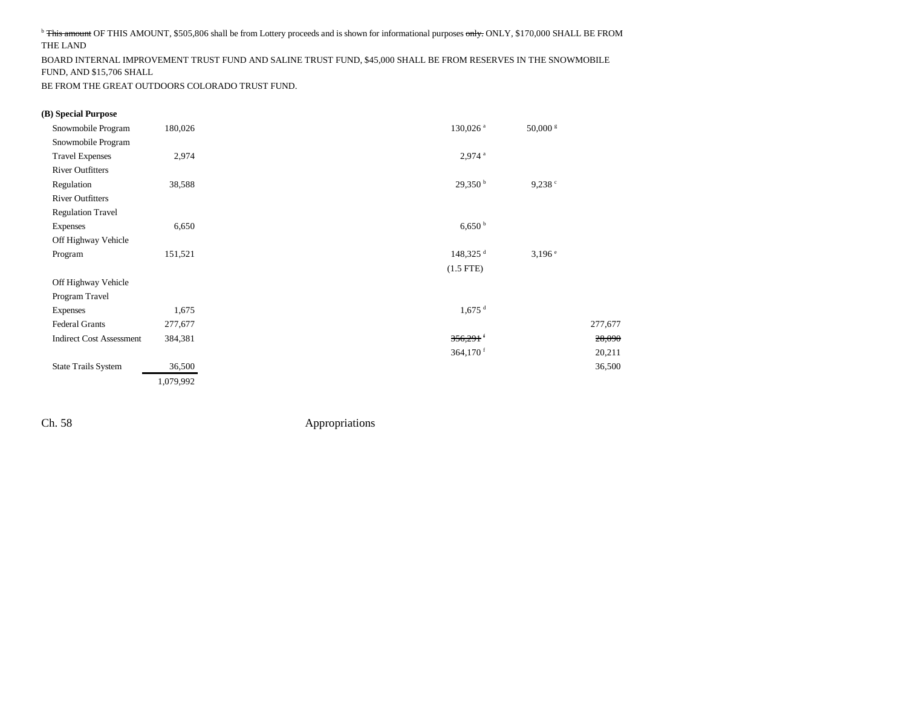[b] ~~This amount~~ OF THIS AMOUNT, $505,806 shall be from Lottery proceeds and is shown for informational purposes ~~only.~~ ONLY, $170,000 SHALL BE FROM THE LAND BOARD INTERNAL IMPROVEMENT TRUST FUND AND SALINE TRUST FUND, $45,000 SHALL BE FROM RESERVES IN THE SNOWMOBILE FUND, AND $15,706 SHALL BE FROM THE GREAT OUTDOORS COLORADO TRUST FUND.

**(B) Special Purpose**

| | | | | |
|---|---|---|---|---|
| Snowmobile Program | 180,026 | 130,026 [a] | 50,000 [g] | |
| Snowmobile Program Travel Expenses | 2,974 | 2,974 [a] | | |
| River Outfitters Regulation | 38,588 | 29,350 [b] | 9,238 [c] | |
| River Outfitters Regulation Travel Expenses | 6,650 | 6,650 [b] | | |
| Off Highway Vehicle Program | 151,521 | 148,325 [d] (1.5 FTE) | 3,196 [e] | |
| Off Highway Vehicle Program Travel Expenses | 1,675 | 1,675 [d] | | |
| Federal Grants | 277,677 | | | 277,677 |
| Indirect Cost Assessment | 384,381 | ~~356,291~~ [f] 364,170 [f] | | ~~28,090~~ 20,211 |
| State Trails System | 36,500 | | | 36,500 |
| | 1,079,992 | | | |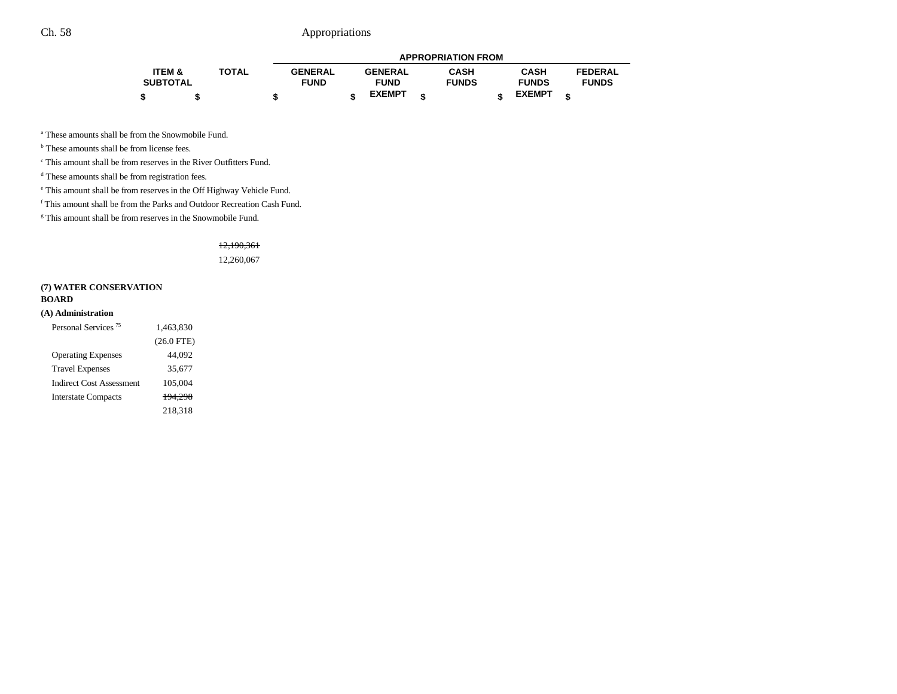| | ITEM & SUBTOTAL | TOTAL | APPROPRIATION FROM | | | | |
|---|---|---|---|---|---|---|---|
| | | | GENERAL FUND | GENERAL FUND EXEMPT | CASH FUNDS | CASH FUNDS EXEMPT | FEDERAL FUNDS |
| | $ | $ | $ | $ | $ | $ | $ |

[a] These amounts shall be from the Snowmobile Fund.

[b] These amounts shall be from license fees.

[c] This amount shall be from reserves in the River Outfitters Fund.

[d] These amounts shall be from registration fees.

[e] This amount shall be from reserves in the Off Highway Vehicle Fund.

[f] This amount shall be from the Parks and Outdoor Recreation Cash Fund.

[g] This amount shall be from reserves in the Snowmobile Fund.

| | ITEM & SUBTOTAL | TOTAL | GENERAL FUND | GENERAL FUND EXEMPT | CASH FUNDS | CASH FUNDS EXEMPT | FEDERAL FUNDS |
|---|---|---|---|---|---|---|---|
| | | ~~12,190,361~~ | | | | | |
| | | 12,260,067 | | | | | |
| **(7) WATER CONSERVATION BOARD** | | | | | | | |
| **(A) Administration** | | | | | | | |
| Personal Services [75] | 1,463,830 | | | | | | |
| | (26.0 FTE) | | | | | | |
| Operating Expenses | 44,092 | | | | | | |
| Travel Expenses | 35,677 | | | | | | |
| Indirect Cost Assessment | 105,004 | | | | | | |
| Interstate Compacts | ~~194,298~~ | | | | | | |
| | 218,318 | | | | | | |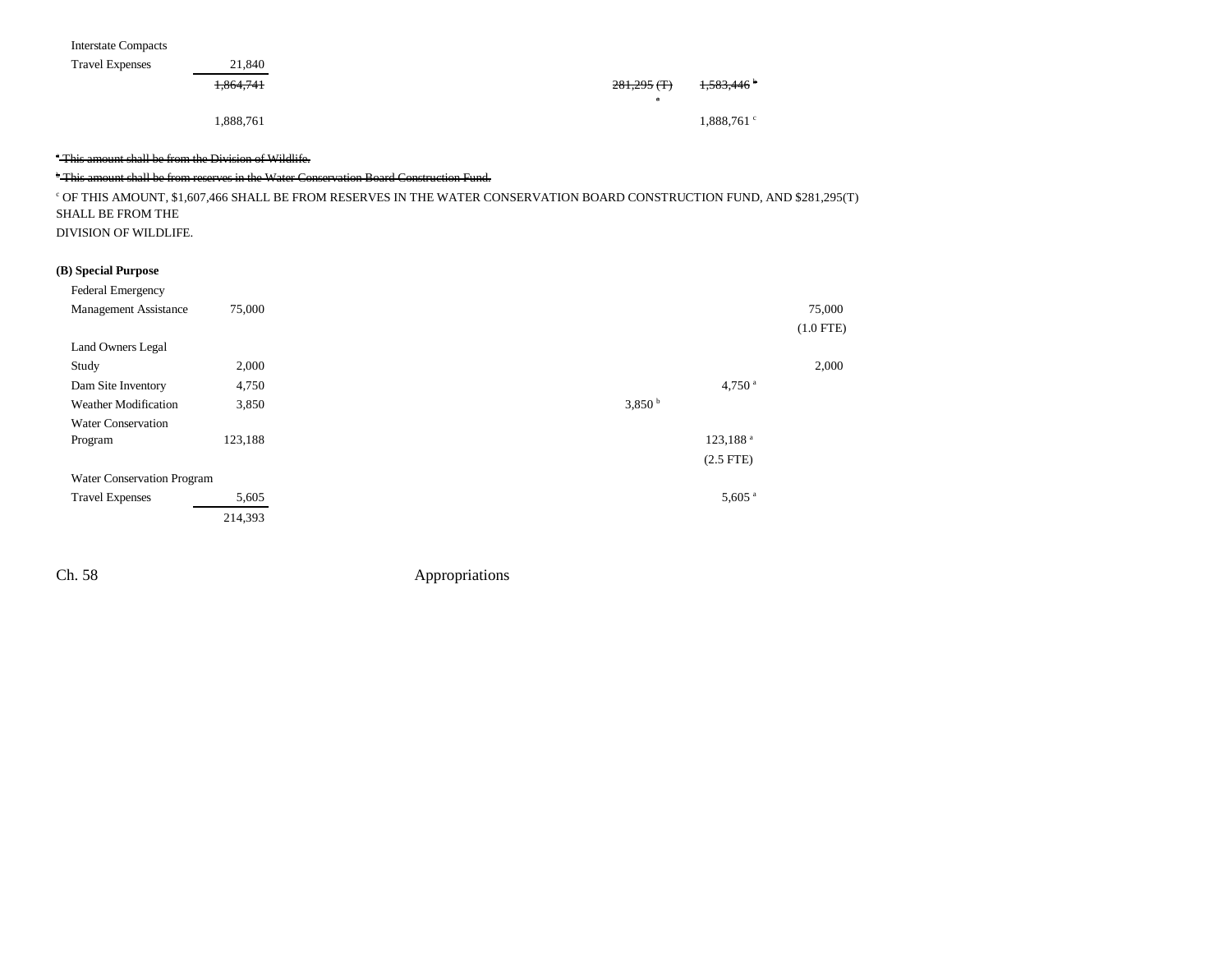| | | | | | |
|---|---|---|---|---|---|
| Interstate Compacts | | | | | |
| Travel Expenses | 21,840 | | | | |
| | ~~1,864,741~~ | | ~~281,295 (T)~~ [a] | ~~1,583,446~~ [b] | |
| | 1,888,761 | | | 1,888,761 [c] | |

~~[a] This amount shall be from the Division of Wildlife.~~

~~[b] This amount shall be from reserves in the Water Conservation Board Construction Fund.~~

[c] OF THIS AMOUNT, $1,607,466 SHALL BE FROM RESERVES IN THE WATER CONSERVATION BOARD CONSTRUCTION FUND, AND $281,295(T) SHALL BE FROM THE DIVISION OF WILDLIFE.

**(B) Special Purpose**

| | | | | | |
|---|---|---|---|---|---|
| Federal Emergency Management Assistance | 75,000 | | | | 75,000 (1.0 FTE) |
| Land Owners Legal Study | 2,000 | | | | 2,000 |
| Dam Site Inventory | 4,750 | | | 4,750 [a] | |
| Weather Modification | 3,850 | | 3,850 [b] | | |
| Water Conservation Program | 123,188 | | | 123,188 [a] (2.5 FTE) | |
| Water Conservation Program Travel Expenses | 5,605 | | | 5,605 [a] | |
| | 214,393 | | | | |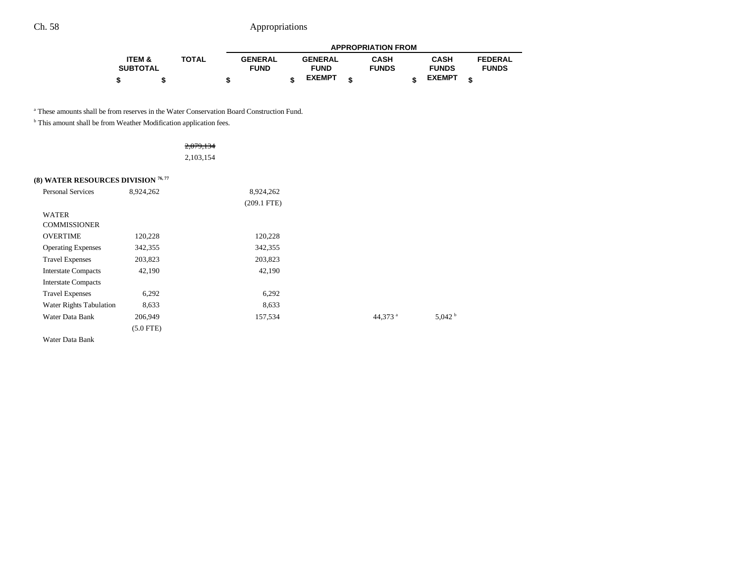| | ITEM & SUBTOTAL | TOTAL | APPROPRIATION FROM | | | | |
|---|---|---|---|---|---|---|---|
| | | | GENERAL FUND | GENERAL FUND EXEMPT | CASH FUNDS | CASH FUNDS EXEMPT | FEDERAL FUNDS |
| | $ | $ | $ | $ | $ | $ | $ |

[a] These amounts shall be from reserves in the Water Conservation Board Construction Fund.

[b] This amount shall be from Weather Modification application fees.

| | ITEM & SUBTOTAL | TOTAL | GENERAL FUND | GENERAL FUND EXEMPT | CASH FUNDS | CASH FUNDS EXEMPT | FEDERAL FUNDS |
|---|---|---|---|---|---|---|---|
| | | ~~2,079,134~~ | | | | | |
| | | 2,103,154 | | | | | |
| **(8) WATER RESOURCES DIVISION [76, 77]** | | | | | | | |
| Personal Services | 8,924,262 | | 8,924,262 | | | | |
| | | | (209.1 FTE) | | | | |
| WATER COMMISSIONER OVERTIME | 120,228 | | 120,228 | | | | |
| Operating Expenses | 342,355 | | 342,355 | | | | |
| Travel Expenses | 203,823 | | 203,823 | | | | |
| Interstate Compacts | 42,190 | | 42,190 | | | | |
| Interstate Compacts Travel Expenses | 6,292 | | 6,292 | | | | |
| Water Rights Tabulation | 8,633 | | 8,633 | | | | |
| Water Data Bank | 206,949 | | 157,534 | | 44,373[a] | 5,042[b] | |
| | (5.0 FTE) | | | | | | |
| Water Data Bank | | | | | | | |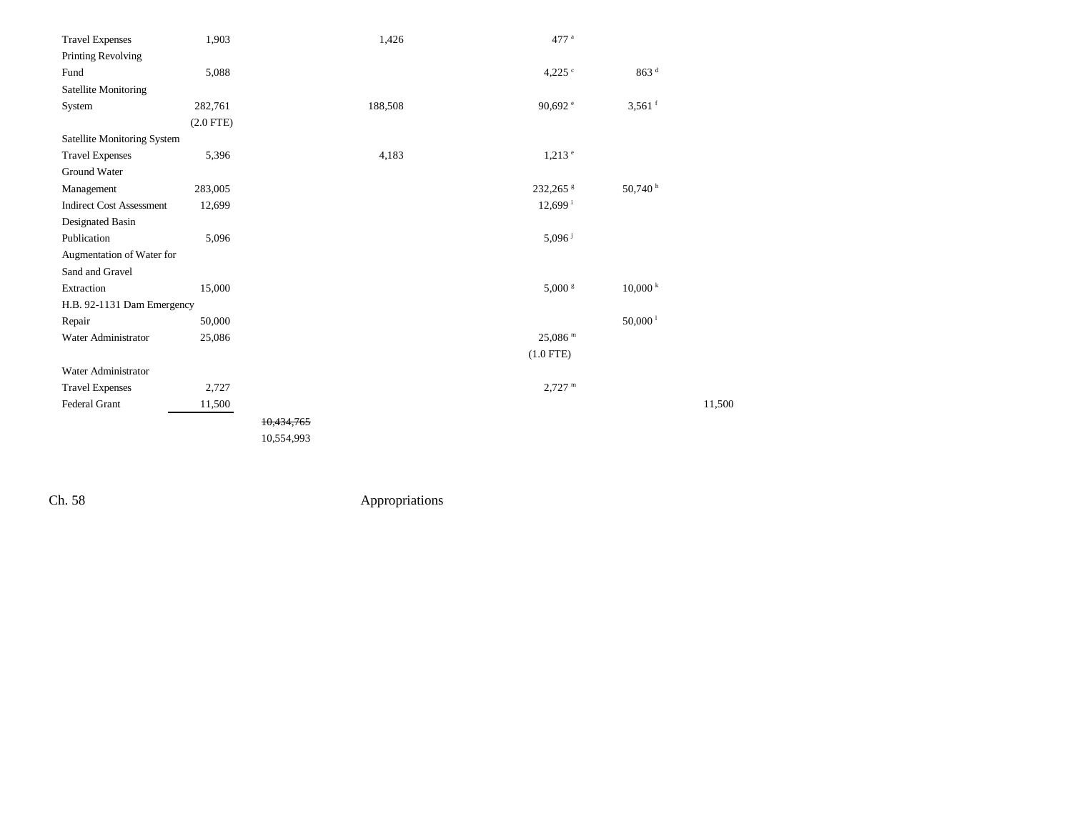| | | | | | | |
|---|---|---|---|---|---|---|
| Travel Expenses | 1,903 | | 1,426 | 477 [a] | | |
| Printing Revolving Fund | 5,088 | | | 4,225 [c] | 863 [d] | |
| Satellite Monitoring System | 282,761 (2.0 FTE) | | 188,508 | 90,692 [e] | 3,561 [f] | |
| Satellite Monitoring System Travel Expenses | 5,396 | | 4,183 | 1,213 [e] | | |
| Ground Water Management | 283,005 | | | 232,265 [g] | 50,740 [h] | |
| Indirect Cost Assessment | 12,699 | | | 12,699 [i] | | |
| Designated Basin Publication | 5,096 | | | 5,096 [j] | | |
| Augmentation of Water for Sand and Gravel Extraction | 15,000 | | | 5,000 [g] | 10,000 [k] | |
| H.B. 92-1131 Dam Emergency Repair | 50,000 | | | | 50,000 [l] | |
| Water Administrator | 25,086 | | | 25,086 [m] (1.0 FTE) | | |
| Water Administrator Travel Expenses | 2,727 | | | 2,727 [m] | | |
| Federal Grant | 11,500 | | | | | 11,500 |
| | | ~~10,434,765~~ 10,554,993 | | | | |

Ch. 58 Appropriations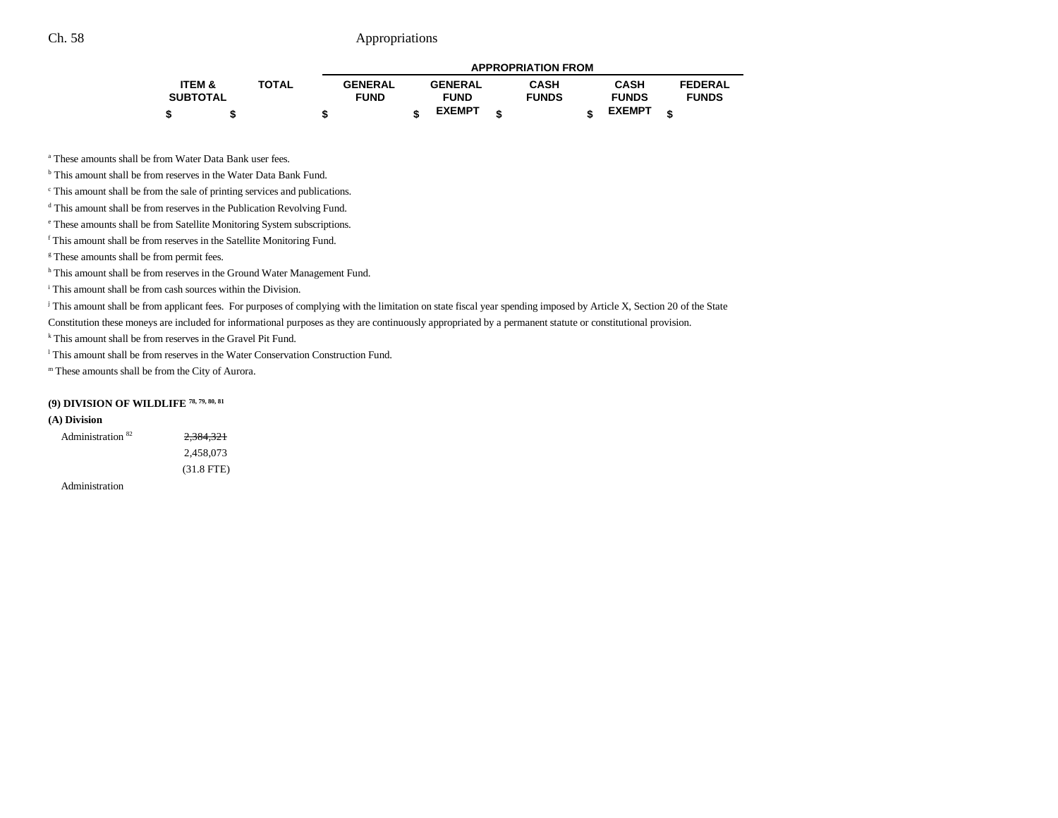| ITEM & SUBTOTAL | TOTAL | GENERAL FUND | GENERAL FUND EXEMPT | CASH FUNDS | CASH FUNDS EXEMPT | FEDERAL FUNDS |
|---|---|---|---|---|---|---|
| $ | $ | $ | $ | $ | $ | $ |

[a] These amounts shall be from Water Data Bank user fees.

[b] This amount shall be from reserves in the Water Data Bank Fund.

[c] This amount shall be from the sale of printing services and publications.

[d] This amount shall be from reserves in the Publication Revolving Fund.

[e] These amounts shall be from Satellite Monitoring System subscriptions.

[f] This amount shall be from reserves in the Satellite Monitoring Fund.

[g] These amounts shall be from permit fees.

[h] This amount shall be from reserves in the Ground Water Management Fund.

[i] This amount shall be from cash sources within the Division.

[j] This amount shall be from applicant fees. For purposes of complying with the limitation on state fiscal year spending imposed by Article X, Section 20 of the State Constitution these moneys are included for informational purposes as they are continuously appropriated by a permanent statute or constitutional provision.

[k] This amount shall be from reserves in the Gravel Pit Fund.

[l] This amount shall be from reserves in the Water Conservation Construction Fund.

[m] These amounts shall be from the City of Aurora.

**(9) DIVISION OF WILDLIFE [78, 79, 80, 81]**

**(A) Division**

| | ITEM & SUBTOTAL | TOTAL | GENERAL FUND | GENERAL FUND EXEMPT | CASH FUNDS | CASH FUNDS EXEMPT | FEDERAL FUNDS |
|---|---|---|---|---|---|---|---|
| Administration [82] | ~~2,384,321~~ | | | | | | |
| | 2,458,073 | | | | | | |
| | (31.8 FTE) | | | | | | |

Administration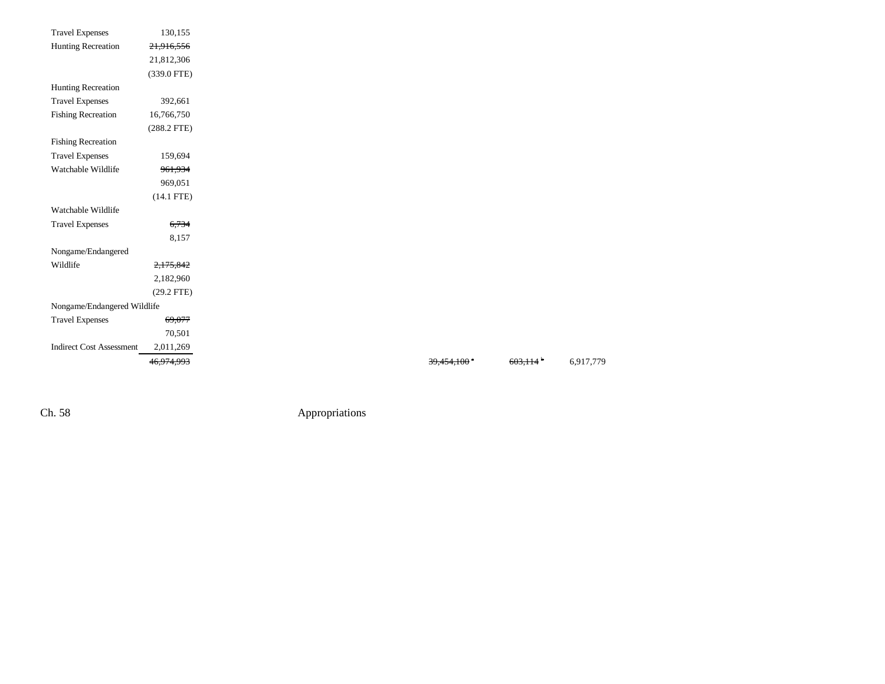| | | | | |
|---|---|---|---|---|
| Travel Expenses | 130,155 | | | |
| Hunting Recreation | ~~21,916,556~~ | | | |
| | 21,812,306 | | | |
| | (339.0 FTE) | | | |
| Hunting Recreation | | | | |
| Travel Expenses | 392,661 | | | |
| Fishing Recreation | 16,766,750 | | | |
| | (288.2 FTE) | | | |
| Fishing Recreation | | | | |
| Travel Expenses | 159,694 | | | |
| Watchable Wildlife | ~~961,934~~ | | | |
| | 969,051 | | | |
| | (14.1 FTE) | | | |
| Watchable Wildlife | | | | |
| Travel Expenses | ~~6,734~~ | | | |
| | 8,157 | | | |
| Nongame/Endangered | | | | |
| Wildlife | ~~2,175,842~~ | | | |
| | 2,182,960 | | | |
| | (29.2 FTE) | | | |
| Nongame/Endangered Wildlife | | | | |
| Travel Expenses | ~~69,077~~ | | | |
| | 70,501 | | | |
| Indirect Cost Assessment | 2,011,269 | | | |
| | ~~46,974,993~~ | ~~39,454,100~~[a] | ~~603,114~~[b] | 6,917,779 |

Ch. 58 Appropriations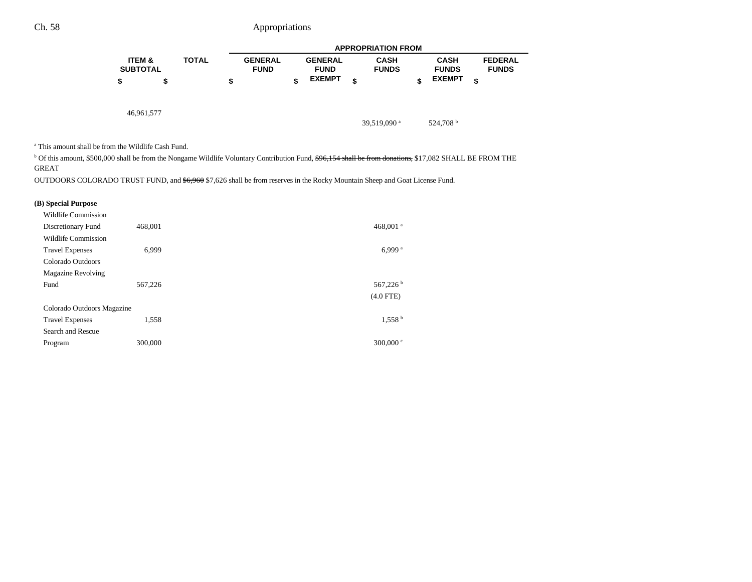| | ITEM & SUBTOTAL | TOTAL | GENERAL FUND | GENERAL FUND EXEMPT | CASH FUNDS | CASH FUNDS EXEMPT | FEDERAL FUNDS |
|---|---|---|---|---|---|---|---|
| | $ | $ | $ | $ | $ | $ | $ |
| | 46,961,577 | | | | | | |
| | | | | | 39,519,090 [a] | 524,708 [b] | |

[a] This amount shall be from the Wildlife Cash Fund.

[b] Of this amount, $500,000 shall be from the Nongame Wildlife Voluntary Contribution Fund, ~~$96,154 shall be from donations,~~ $17,082 SHALL BE FROM THE GREAT OUTDOORS COLORADO TRUST FUND, and ~~$6,960~~ $7,626 shall be from reserves in the Rocky Mountain Sheep and Goat License Fund.

**(B) Special Purpose**

| | ITEM & SUBTOTAL | TOTAL | GENERAL FUND | GENERAL FUND EXEMPT | CASH FUNDS | CASH FUNDS EXEMPT | FEDERAL FUNDS |
|---|---|---|---|---|---|---|---|
| Wildlife Commission Discretionary Fund | 468,001 | | | | 468,001 [a] | | |
| Wildlife Commission Travel Expenses | 6,999 | | | | 6,999 [a] | | |
| Colorado Outdoors Magazine Revolving Fund | 567,226 | | | | 567,226 [b] (4.0 FTE) | | |
| Colorado Outdoors Magazine Travel Expenses | 1,558 | | | | 1,558 [b] | | |
| Search and Rescue Program | 300,000 | | | | 300,000 [c] | | |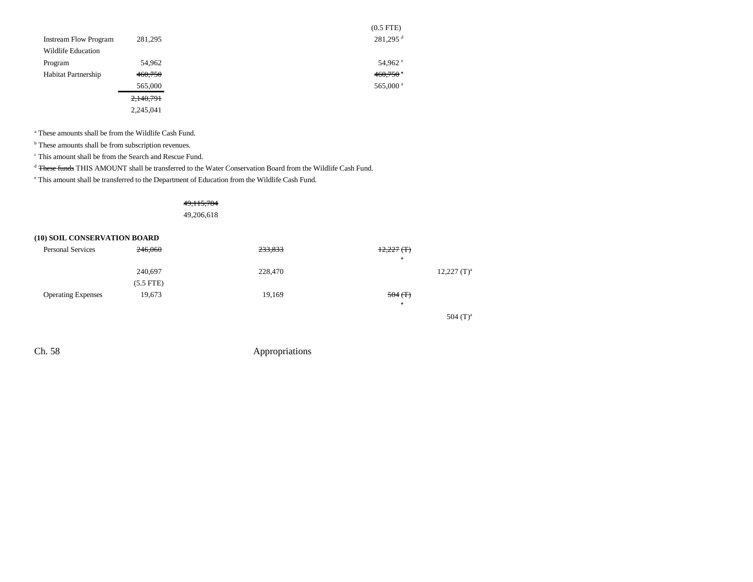| | | | | |
|---|---|---|---|---|
| | | | (0.5 FTE) | |
| Instream Flow Program | 281,295 | | 281,295 [d] | |
| Wildlife Education Program | 54,962 | | 54,962 [e] | |
| Habitat Partnership | ~~460,750~~ | | ~~460,750 [a]~~ | |
| | 565,000 | | 565,000 [a] | |
| | ~~2,140,791~~ | | | |
| | 2,245,041 | | | |

[a] These amounts shall be from the Wildlife Cash Fund.

[b] These amounts shall be from subscription revenues.

[c] This amount shall be from the Search and Rescue Fund.

[d] ~~These funds~~ THIS AMOUNT shall be transferred to the Water Conservation Board from the Wildlife Cash Fund.

[e] This amount shall be transferred to the Department of Education from the Wildlife Cash Fund.

~~49,115,784~~
49,206,618

**(10) SOIL CONSERVATION BOARD**

| | | | | |
|---|---|---|---|---|
| Personal Services | ~~246,060~~ | ~~233,833~~ | ~~12,227 (T) [a]~~ | |
| | 240,697 | 228,470 | | 12,227 (T)[a] |
| | (5.5 FTE) | | | |
| Operating Expenses | 19,673 | 19,169 | ~~504 (T) [a]~~ | |
| | | | | 504 (T)[a] |

Ch. 58 Appropriations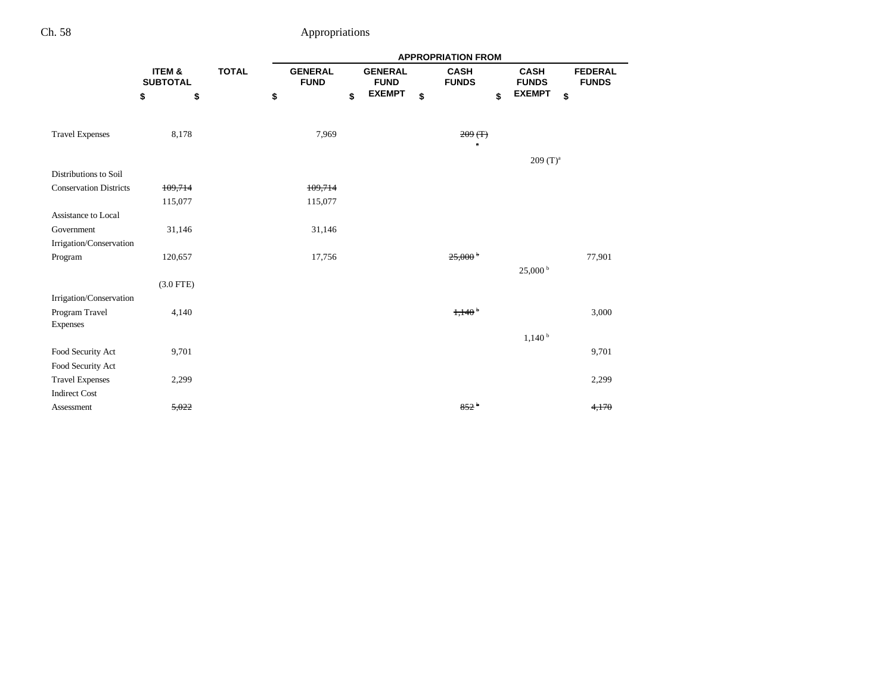| | ITEM & SUBTOTAL | TOTAL | APPROPRIATION FROM | | | | |
|---|---|---|---|---|---|---|---|
| | | | GENERAL FUND | GENERAL FUND EXEMPT | CASH FUNDS | CASH FUNDS EXEMPT | FEDERAL FUNDS |
| | $ | $ | $ | $ | $ | $ | $ |
| Travel Expenses | 8,178 | | 7,969 | | ~~209 (T)[a]~~ | | |
| | | | | | | 209 (T)[a] | |
| Distributions to Soil Conservation Districts | ~~109,714~~ | | ~~109,714~~ | | | | |
| | 115,077 | | 115,077 | | | | |
| Assistance to Local Government | 31,146 | | 31,146 | | | | |
| Irrigation/Conservation Program | 120,657 | | 17,756 | | ~~25,000[b]~~ | | 77,901 |
| | | | | | | 25,000[b] | |
| | (3.0 FTE) | | | | | | |
| Irrigation/Conservation Program Travel Expenses | 4,140 | | | | ~~1,140[b]~~ | | 3,000 |
| | | | | | | 1,140[b] | |
| Food Security Act | 9,701 | | | | | | 9,701 |
| Food Security Act Travel Expenses | 2,299 | | | | | | 2,299 |
| Indirect Cost Assessment | ~~5,022~~ | | | | ~~852[b]~~ | | ~~4,170~~ |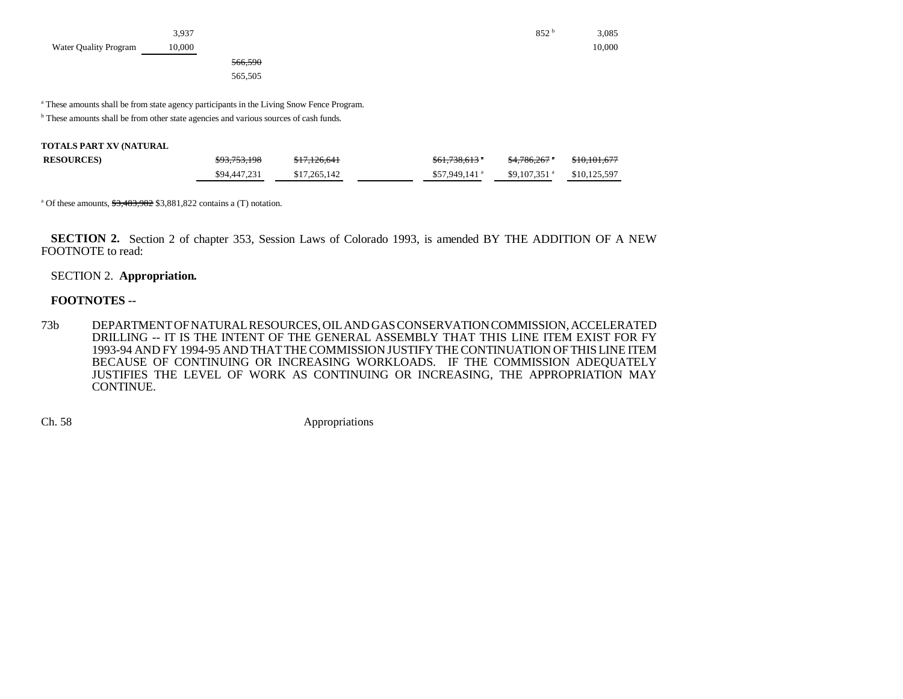| | | | | | | |
|---|---|---|---|---|---|---|
| | 3,937 | | | | 852 [b] | 3,085 |
| Water Quality Program | 10,000 | | | | | 10,000 |
| | | ~~566,590~~ | | | | |
| | | 565,505 | | | | |

[a] These amounts shall be from state agency participants in the Living Snow Fence Program.

[b] These amounts shall be from other state agencies and various sources of cash funds.

| | | | | | | |
|---|---|---|---|---|---|---|
| **TOTALS PART XV (NATURAL RESOURCES)** | ~~$93,753,198~~ | ~~$17,126,641~~ | | ~~$61,738,613~~ [a] | ~~$4,786,267~~ [a] | ~~$10,101,677~~ |
| | $94,447,231 | $17,265,142 | | $57,949,141 [a] | $9,107,351 [a] | $10,125,597 |

[a] Of these amounts, ~~$3,483,982~~ $3,881,822 contains a (T) notation.

**SECTION 2.** Section 2 of chapter 353, Session Laws of Colorado 1993, is amended BY THE ADDITION OF A NEW FOOTNOTE to read:

SECTION 2. **Appropriation.**

**FOOTNOTES --**

73b DEPARTMENT OF NATURAL RESOURCES, OIL AND GAS CONSERVATION COMMISSION, ACCELERATED DRILLING -- IT IS THE INTENT OF THE GENERAL ASSEMBLY THAT THIS LINE ITEM EXIST FOR FY 1993-94 AND FY 1994-95 AND THAT THE COMMISSION JUSTIFY THE CONTINUATION OF THIS LINE ITEM BECAUSE OF CONTINUING OR INCREASING WORKLOADS. IF THE COMMISSION ADEQUATELY JUSTIFIES THE LEVEL OF WORK AS CONTINUING OR INCREASING, THE APPROPRIATION MAY CONTINUE.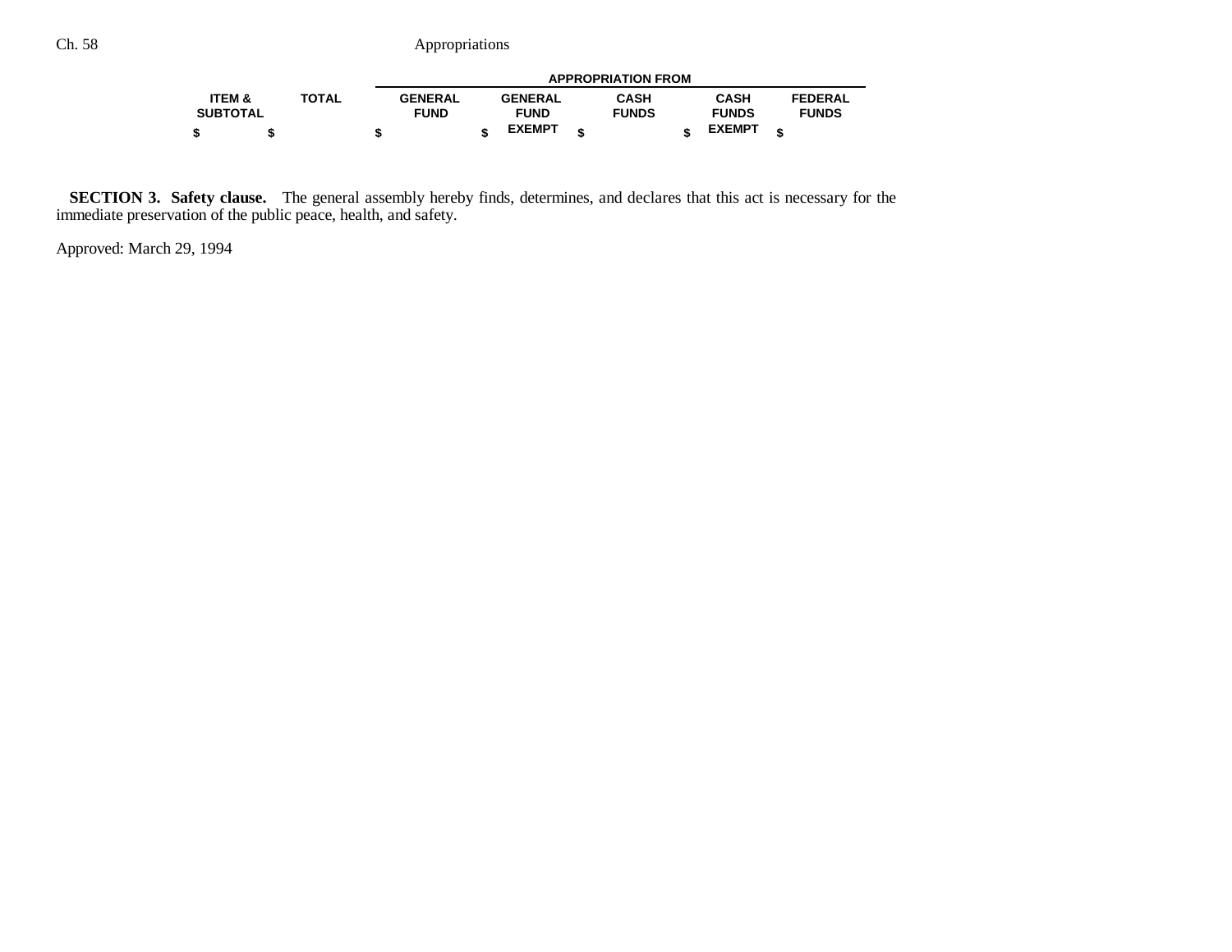| ITEM & SUBTOTAL | TOTAL | APPROPRIATION FROM GENERAL FUND | GENERAL FUND EXEMPT | CASH FUNDS | CASH FUNDS EXEMPT | FEDERAL FUNDS |
|---|---|---|---|---|---|---|
| $ | $ | $ | $ | $ | $ | $ |

**SECTION 3. Safety clause.** The general assembly hereby finds, determines, and declares that this act is necessary for the immediate preservation of the public peace, health, and safety.

Approved: March 29, 1994